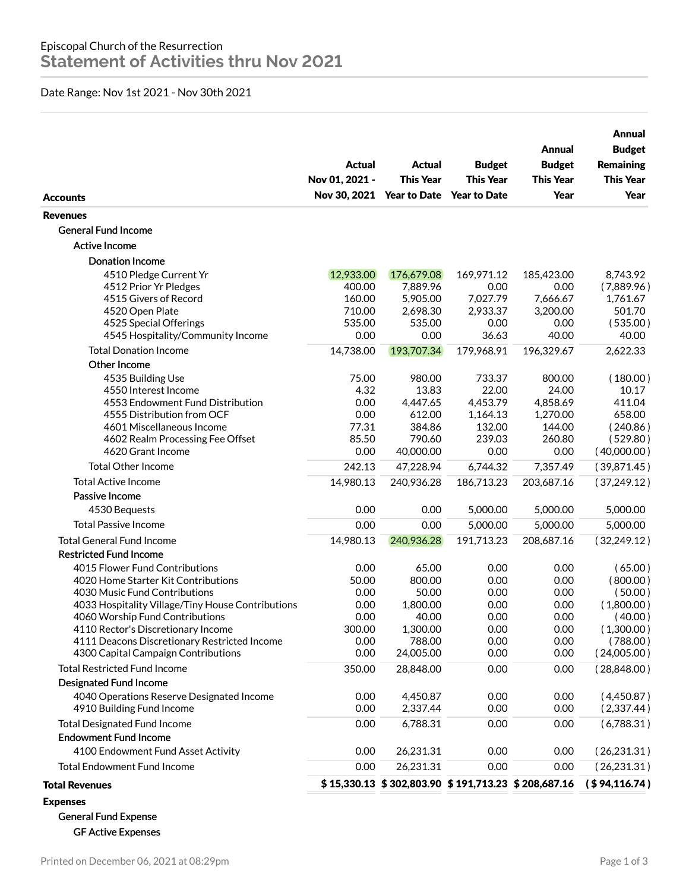Episcopal Church of the Resurrection

# Statement of Activities thru Nov 2021

Date Range: Nov 1st 2021 - Nov 30th 2021

| Accounts | Actual Nov 01, 2021 - Nov 30, 2021 | Actual This Year Year to Date | Budget This Year Year to Date | Annual Budget This Year Year | Annual Budget Remaining This Year Year |
|---|---|---|---|---|---|
| **Revenues** | | | | | |
| General Fund Income | | | | | |
| Active Income | | | | | |
| Donation Income | | | | | |
| 4510 Pledge Current Yr | 12,933.00 | 176,679.08 | 169,971.12 | 185,423.00 | 8,743.92 |
| 4512 Prior Yr Pledges | 400.00 | 7,889.96 | 0.00 | 0.00 | (7,889.96) |
| 4515 Givers of Record | 160.00 | 5,905.00 | 7,027.79 | 7,666.67 | 1,761.67 |
| 4520 Open Plate | 710.00 | 2,698.30 | 2,933.37 | 3,200.00 | 501.70 |
| 4525 Special Offerings | 535.00 | 535.00 | 0.00 | 0.00 | (535.00) |
| 4545 Hospitality/Community Income | 0.00 | 0.00 | 36.63 | 40.00 | 40.00 |
| Total Donation Income | 14,738.00 | 193,707.34 | 179,968.91 | 196,329.67 | 2,622.33 |
| Other Income | | | | | |
| 4535 Building Use | 75.00 | 980.00 | 733.37 | 800.00 | (180.00) |
| 4550 Interest Income | 4.32 | 13.83 | 22.00 | 24.00 | 10.17 |
| 4553 Endowment Fund Distribution | 0.00 | 4,447.65 | 4,453.79 | 4,858.69 | 411.04 |
| 4555 Distribution from OCF | 0.00 | 612.00 | 1,164.13 | 1,270.00 | 658.00 |
| 4601 Miscellaneous Income | 77.31 | 384.86 | 132.00 | 144.00 | (240.86) |
| 4602 Realm Processing Fee Offset | 85.50 | 790.60 | 239.03 | 260.80 | (529.80) |
| 4620 Grant Income | 0.00 | 40,000.00 | 0.00 | 0.00 | (40,000.00) |
| Total Other Income | 242.13 | 47,228.94 | 6,744.32 | 7,357.49 | (39,871.45) |
| Total Active Income | 14,980.13 | 240,936.28 | 186,713.23 | 203,687.16 | (37,249.12) |
| Passive Income | | | | | |
| 4530 Bequests | 0.00 | 0.00 | 5,000.00 | 5,000.00 | 5,000.00 |
| Total Passive Income | 0.00 | 0.00 | 5,000.00 | 5,000.00 | 5,000.00 |
| Total General Fund Income | 14,980.13 | 240,936.28 | 191,713.23 | 208,687.16 | (32,249.12) |
| Restricted Fund Income | | | | | |
| 4015 Flower Fund Contributions | 0.00 | 65.00 | 0.00 | 0.00 | (65.00) |
| 4020 Home Starter Kit Contributions | 50.00 | 800.00 | 0.00 | 0.00 | (800.00) |
| 4030 Music Fund Contributions | 0.00 | 50.00 | 0.00 | 0.00 | (50.00) |
| 4033 Hospitality Village/Tiny House Contributions | 0.00 | 1,800.00 | 0.00 | 0.00 | (1,800.00) |
| 4060 Worship Fund Contributions | 0.00 | 40.00 | 0.00 | 0.00 | (40.00) |
| 4110 Rector's Discretionary Income | 300.00 | 1,300.00 | 0.00 | 0.00 | (1,300.00) |
| 4111 Deacons Discretionary Restricted Income | 0.00 | 788.00 | 0.00 | 0.00 | (788.00) |
| 4300 Capital Campaign Contributions | 0.00 | 24,005.00 | 0.00 | 0.00 | (24,005.00) |
| Total Restricted Fund Income | 350.00 | 28,848.00 | 0.00 | 0.00 | (28,848.00) |
| Designated Fund Income | | | | | |
| 4040 Operations Reserve Designated Income | 0.00 | 4,450.87 | 0.00 | 0.00 | (4,450.87) |
| 4910 Building Fund Income | 0.00 | 2,337.44 | 0.00 | 0.00 | (2,337.44) |
| Total Designated Fund Income | 0.00 | 6,788.31 | 0.00 | 0.00 | (6,788.31) |
| Endowment Fund Income | | | | | |
| 4100 Endowment Fund Asset Activity | 0.00 | 26,231.31 | 0.00 | 0.00 | (26,231.31) |
| Total Endowment Fund Income | 0.00 | 26,231.31 | 0.00 | 0.00 | (26,231.31) |
| **Total Revenues** | **$ 15,330.13** | **$ 302,803.90** | **$ 191,713.23** | **$ 208,687.16** | **($ 94,116.74)** |
| **Expenses** | | | | | |
| General Fund Expense | | | | | |
| GF Active Expenses | | | | | |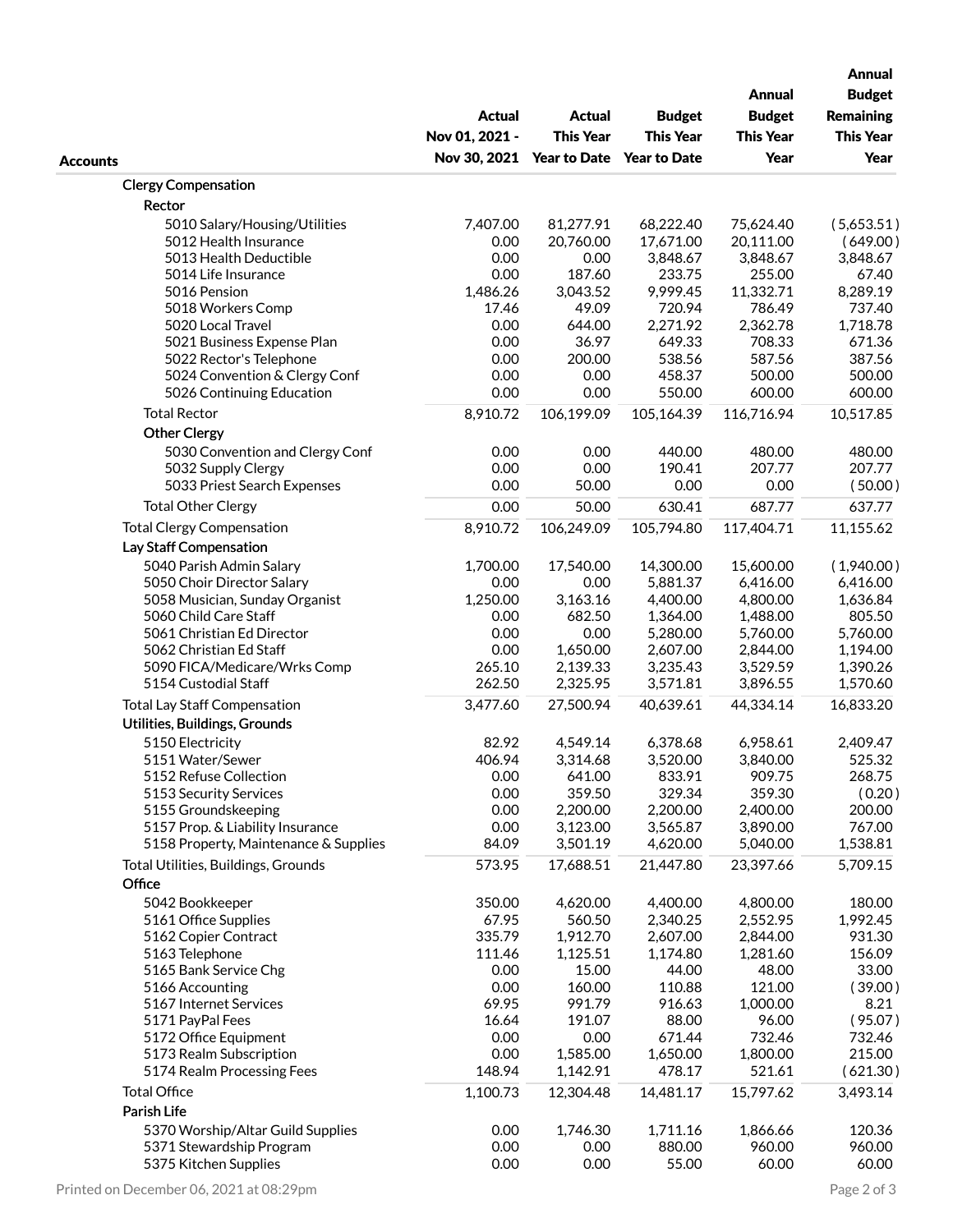| Accounts | Actual Nov 01, 2021 - Nov 30, 2021 | Actual This Year Year to Date | Budget This Year Year to Date | Annual Budget This Year Year | Annual Budget Remaining This Year Year |
|---|---|---|---|---|---|
| **Clergy Compensation** | | | | | |
| **Rector** | | | | | |
| 5010 Salary/Housing/Utilities | 7,407.00 | 81,277.91 | 68,222.40 | 75,624.40 | (5,653.51) |
| 5012 Health Insurance | 0.00 | 20,760.00 | 17,671.00 | 20,111.00 | (649.00) |
| 5013 Health Deductible | 0.00 | 0.00 | 3,848.67 | 3,848.67 | 3,848.67 |
| 5014 Life Insurance | 0.00 | 187.60 | 233.75 | 255.00 | 67.40 |
| 5016 Pension | 1,486.26 | 3,043.52 | 9,999.45 | 11,332.71 | 8,289.19 |
| 5018 Workers Comp | 17.46 | 49.09 | 720.94 | 786.49 | 737.40 |
| 5020 Local Travel | 0.00 | 644.00 | 2,271.92 | 2,362.78 | 1,718.78 |
| 5021 Business Expense Plan | 0.00 | 36.97 | 649.33 | 708.33 | 671.36 |
| 5022 Rector's Telephone | 0.00 | 200.00 | 538.56 | 587.56 | 387.56 |
| 5024 Convention & Clergy Conf | 0.00 | 0.00 | 458.37 | 500.00 | 500.00 |
| 5026 Continuing Education | 0.00 | 0.00 | 550.00 | 600.00 | 600.00 |
| Total Rector | 8,910.72 | 106,199.09 | 105,164.39 | 116,716.94 | 10,517.85 |
| **Other Clergy** | | | | | |
| 5030 Convention and Clergy Conf | 0.00 | 0.00 | 440.00 | 480.00 | 480.00 |
| 5032 Supply Clergy | 0.00 | 0.00 | 190.41 | 207.77 | 207.77 |
| 5033 Priest Search Expenses | 0.00 | 50.00 | 0.00 | 0.00 | (50.00) |
| Total Other Clergy | 0.00 | 50.00 | 630.41 | 687.77 | 637.77 |
| Total Clergy Compensation | 8,910.72 | 106,249.09 | 105,794.80 | 117,404.71 | 11,155.62 |
| **Lay Staff Compensation** | | | | | |
| 5040 Parish Admin Salary | 1,700.00 | 17,540.00 | 14,300.00 | 15,600.00 | (1,940.00) |
| 5050 Choir Director Salary | 0.00 | 0.00 | 5,881.37 | 6,416.00 | 6,416.00 |
| 5058 Musician, Sunday Organist | 1,250.00 | 3,163.16 | 4,400.00 | 4,800.00 | 1,636.84 |
| 5060 Child Care Staff | 0.00 | 682.50 | 1,364.00 | 1,488.00 | 805.50 |
| 5061 Christian Ed Director | 0.00 | 0.00 | 5,280.00 | 5,760.00 | 5,760.00 |
| 5062 Christian Ed Staff | 0.00 | 1,650.00 | 2,607.00 | 2,844.00 | 1,194.00 |
| 5090 FICA/Medicare/Wrks Comp | 265.10 | 2,139.33 | 3,235.43 | 3,529.59 | 1,390.26 |
| 5154 Custodial Staff | 262.50 | 2,325.95 | 3,571.81 | 3,896.55 | 1,570.60 |
| Total Lay Staff Compensation | 3,477.60 | 27,500.94 | 40,639.61 | 44,334.14 | 16,833.20 |
| **Utilities, Buildings, Grounds** | | | | | |
| 5150 Electricity | 82.92 | 4,549.14 | 6,378.68 | 6,958.61 | 2,409.47 |
| 5151 Water/Sewer | 406.94 | 3,314.68 | 3,520.00 | 3,840.00 | 525.32 |
| 5152 Refuse Collection | 0.00 | 641.00 | 833.91 | 909.75 | 268.75 |
| 5153 Security Services | 0.00 | 359.50 | 329.34 | 359.30 | (0.20) |
| 5155 Groundskeeping | 0.00 | 2,200.00 | 2,200.00 | 2,400.00 | 200.00 |
| 5157 Prop. & Liability Insurance | 0.00 | 3,123.00 | 3,565.87 | 3,890.00 | 767.00 |
| 5158 Property, Maintenance & Supplies | 84.09 | 3,501.19 | 4,620.00 | 5,040.00 | 1,538.81 |
| Total Utilities, Buildings, Grounds | 573.95 | 17,688.51 | 21,447.80 | 23,397.66 | 5,709.15 |
| **Office** | | | | | |
| 5042 Bookkeeper | 350.00 | 4,620.00 | 4,400.00 | 4,800.00 | 180.00 |
| 5161 Office Supplies | 67.95 | 560.50 | 2,340.25 | 2,552.95 | 1,992.45 |
| 5162 Copier Contract | 335.79 | 1,912.70 | 2,607.00 | 2,844.00 | 931.30 |
| 5163 Telephone | 111.46 | 1,125.51 | 1,174.80 | 1,281.60 | 156.09 |
| 5165 Bank Service Chg | 0.00 | 15.00 | 44.00 | 48.00 | 33.00 |
| 5166 Accounting | 0.00 | 160.00 | 110.88 | 121.00 | (39.00) |
| 5167 Internet Services | 69.95 | 991.79 | 916.63 | 1,000.00 | 8.21 |
| 5171 PayPal Fees | 16.64 | 191.07 | 88.00 | 96.00 | (95.07) |
| 5172 Office Equipment | 0.00 | 0.00 | 671.44 | 732.46 | 732.46 |
| 5173 Realm Subscription | 0.00 | 1,585.00 | 1,650.00 | 1,800.00 | 215.00 |
| 5174 Realm Processing Fees | 148.94 | 1,142.91 | 478.17 | 521.61 | (621.30) |
| Total Office | 1,100.73 | 12,304.48 | 14,481.17 | 15,797.62 | 3,493.14 |
| **Parish Life** | | | | | |
| 5370 Worship/Altar Guild Supplies | 0.00 | 1,746.30 | 1,711.16 | 1,866.66 | 120.36 |
| 5371 Stewardship Program | 0.00 | 0.00 | 880.00 | 960.00 | 960.00 |
| 5375 Kitchen Supplies | 0.00 | 0.00 | 55.00 | 60.00 | 60.00 |

Printed on December 06, 2021 at 08:29pm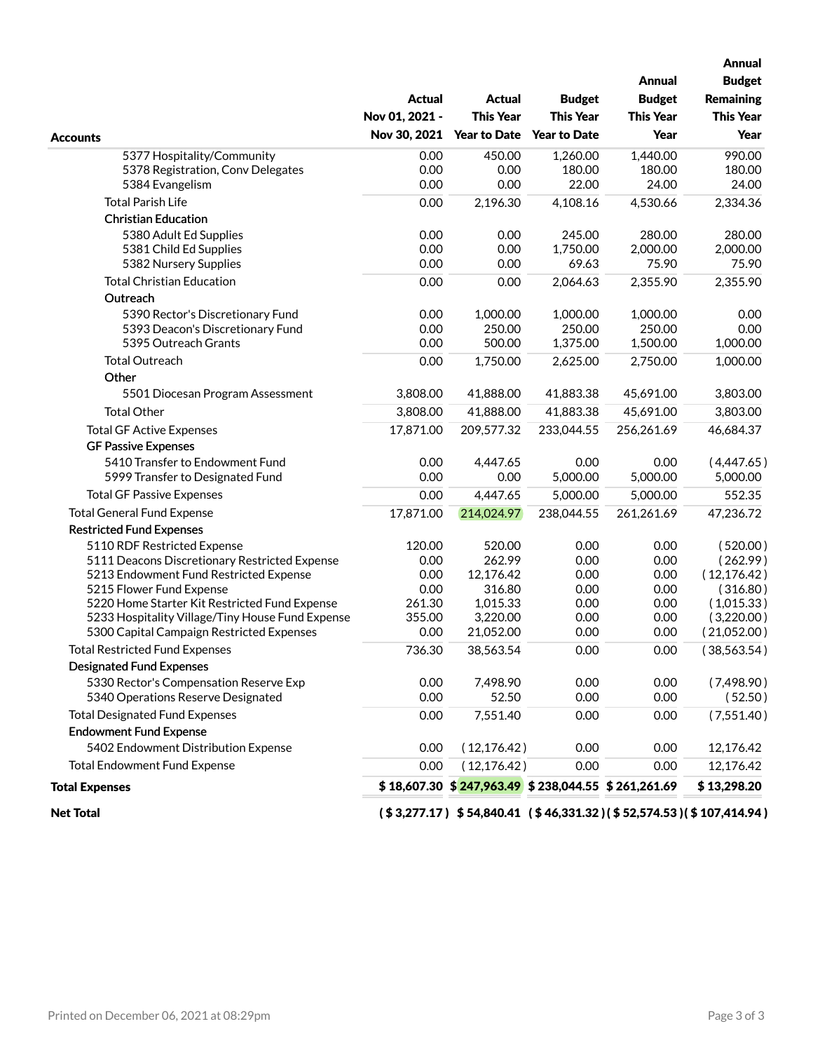| Accounts | Actual Nov 01, 2021 - Nov 30, 2021 | Actual This Year Year to Date | Budget This Year Year to Date | Annual Budget This Year | Annual Budget Remaining This Year Year |
|---|---|---|---|---|---|
| 5377 Hospitality/Community | 0.00 | 450.00 | 1,260.00 | 1,440.00 | 990.00 |
| 5378 Registration, Conv Delegates | 0.00 | 0.00 | 180.00 | 180.00 | 180.00 |
| 5384 Evangelism | 0.00 | 0.00 | 22.00 | 24.00 | 24.00 |
| Total Parish Life | 0.00 | 2,196.30 | 4,108.16 | 4,530.66 | 2,334.36 |
| **Christian Education** | | | | | |
| 5380 Adult Ed Supplies | 0.00 | 0.00 | 245.00 | 280.00 | 280.00 |
| 5381 Child Ed Supplies | 0.00 | 0.00 | 1,750.00 | 2,000.00 | 2,000.00 |
| 5382 Nursery Supplies | 0.00 | 0.00 | 69.63 | 75.90 | 75.90 |
| Total Christian Education | 0.00 | 0.00 | 2,064.63 | 2,355.90 | 2,355.90 |
| **Outreach** | | | | | |
| 5390 Rector's Discretionary Fund | 0.00 | 1,000.00 | 1,000.00 | 1,000.00 | 0.00 |
| 5393 Deacon's Discretionary Fund | 0.00 | 250.00 | 250.00 | 250.00 | 0.00 |
| 5395 Outreach Grants | 0.00 | 500.00 | 1,375.00 | 1,500.00 | 1,000.00 |
| Total Outreach | 0.00 | 1,750.00 | 2,625.00 | 2,750.00 | 1,000.00 |
| **Other** | | | | | |
| 5501 Diocesan Program Assessment | 3,808.00 | 41,888.00 | 41,883.38 | 45,691.00 | 3,803.00 |
| Total Other | 3,808.00 | 41,888.00 | 41,883.38 | 45,691.00 | 3,803.00 |
| Total GF Active Expenses | 17,871.00 | 209,577.32 | 233,044.55 | 256,261.69 | 46,684.37 |
| **GF Passive Expenses** | | | | | |
| 5410 Transfer to Endowment Fund | 0.00 | 4,447.65 | 0.00 | 0.00 | (4,447.65) |
| 5999 Transfer to Designated Fund | 0.00 | 0.00 | 5,000.00 | 5,000.00 | 5,000.00 |
| Total GF Passive Expenses | 0.00 | 4,447.65 | 5,000.00 | 5,000.00 | 552.35 |
| Total General Fund Expense | 17,871.00 | 214,024.97 | 238,044.55 | 261,261.69 | 47,236.72 |
| **Restricted Fund Expenses** | | | | | |
| 5110 RDF Restricted Expense | 120.00 | 520.00 | 0.00 | 0.00 | (520.00) |
| 5111 Deacons Discretionary Restricted Expense | 0.00 | 262.99 | 0.00 | 0.00 | (262.99) |
| 5213 Endowment Fund Restricted Expense | 0.00 | 12,176.42 | 0.00 | 0.00 | (12,176.42) |
| 5215 Flower Fund Expense | 0.00 | 316.80 | 0.00 | 0.00 | (316.80) |
| 5220 Home Starter Kit Restricted Fund Expense | 261.30 | 1,015.33 | 0.00 | 0.00 | (1,015.33) |
| 5233 Hospitality Village/Tiny House Fund Expense | 355.00 | 3,220.00 | 0.00 | 0.00 | (3,220.00) |
| 5300 Capital Campaign Restricted Expenses | 0.00 | 21,052.00 | 0.00 | 0.00 | (21,052.00) |
| Total Restricted Fund Expenses | 736.30 | 38,563.54 | 0.00 | 0.00 | (38,563.54) |
| **Designated Fund Expenses** | | | | | |
| 5330 Rector's Compensation Reserve Exp | 0.00 | 7,498.90 | 0.00 | 0.00 | (7,498.90) |
| 5340 Operations Reserve Designated | 0.00 | 52.50 | 0.00 | 0.00 | (52.50) |
| Total Designated Fund Expenses | 0.00 | 7,551.40 | 0.00 | 0.00 | (7,551.40) |
| **Endowment Fund Expense** | | | | | |
| 5402 Endowment Distribution Expense | 0.00 | (12,176.42) | 0.00 | 0.00 | 12,176.42 |
| Total Endowment Fund Expense | 0.00 | (12,176.42) | 0.00 | 0.00 | 12,176.42 |
| **Total Expenses** | **$ 18,607.30** | **$ 247,963.49** | **$ 238,044.55** | **$ 261,261.69** | **$ 13,298.20** |
| **Net Total** | **($ 3,277.17)** | **$ 54,840.41** | **($ 46,331.32)** | **($ 52,574.53)** | **($ 107,414.94)** |

Printed on December 06, 2021 at 08:29pm